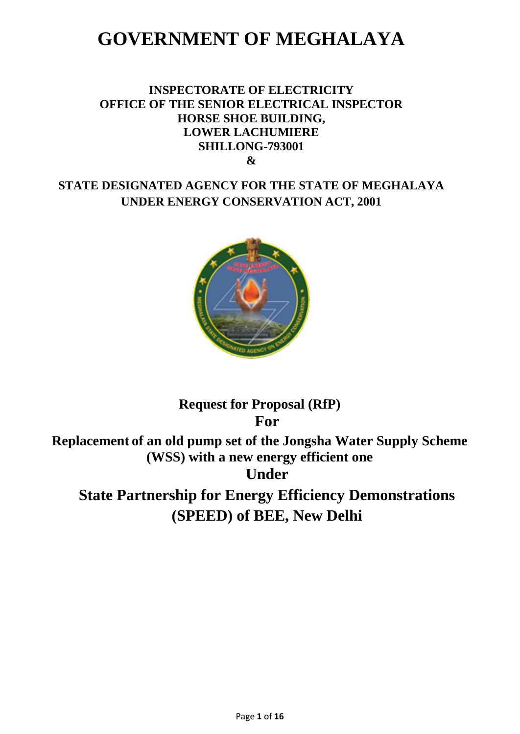# GOVERNMENT OF MEGHALAYA

**INSPECTORATE OF ELECTRICITY**
**OFFICE OF THE SENIOR ELECTRICAL INSPECTOR**
**HORSE SHOE BUILDING,**
**LOWER LACHUMIERE**
**SHILLONG-793001**
**&**

**STATE DESIGNATED AGENCY FOR THE STATE OF MEGHALAYA**
**UNDER ENERGY CONSERVATION ACT, 2001**

## Request for Proposal (RfP)

## For

## Replacement of an old pump set of the Jongsha Water Supply Scheme (WSS) with a new energy efficient one

## Under

## State Partnership for Energy Efficiency Demonstrations (SPEED) of BEE, New Delhi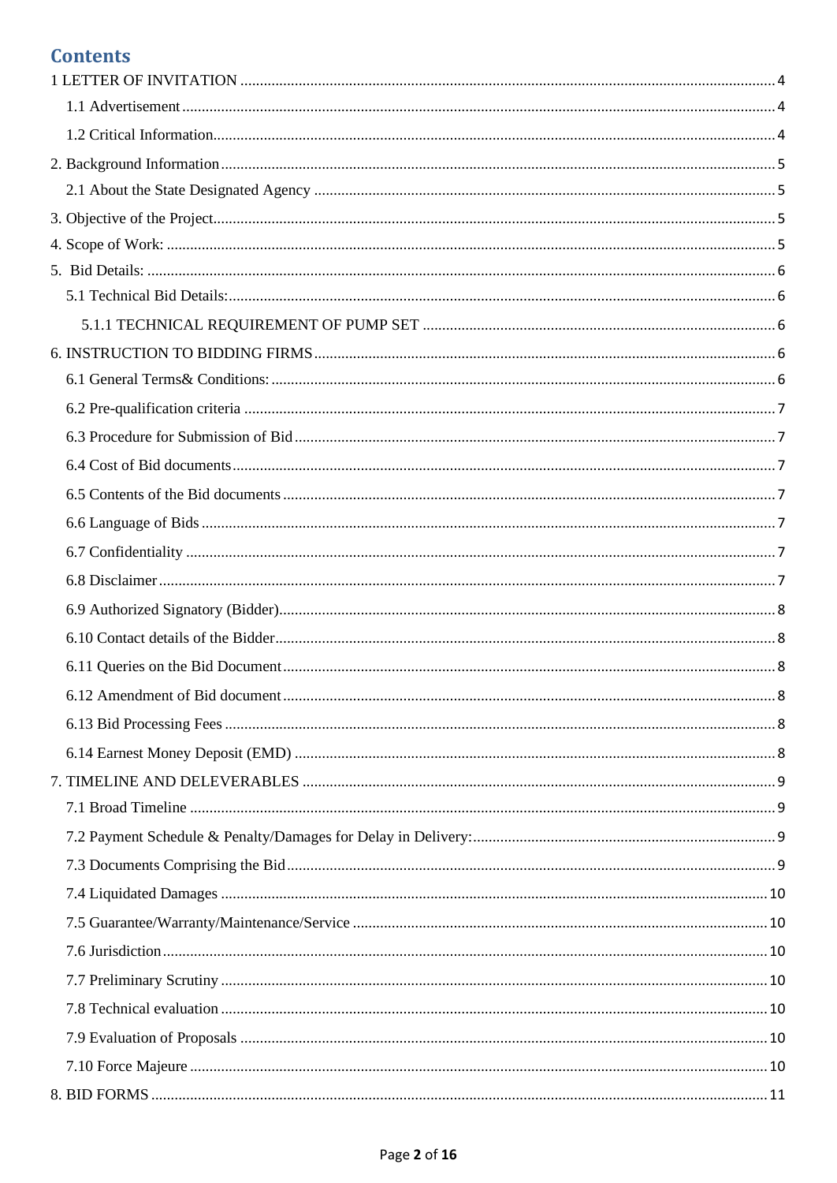# Contents

1 LETTER OF INVITATION ..... 4

- 1.1 Advertisement ..... 4
- 1.2 Critical Information ..... 4

2. Background Information ..... 5

- 2.1 About the State Designated Agency ..... 5

3. Objective of the Project ..... 5

4. Scope of Work: ..... 5

5. Bid Details: ..... 6

- 5.1 Technical Bid Details: ..... 6
  - 5.1.1 TECHNICAL REQUIREMENT OF PUMP SET ..... 6

6. INSTRUCTION TO BIDDING FIRMS ..... 6

- 6.1 General Terms& Conditions: ..... 6
- 6.2 Pre-qualification criteria ..... 7
- 6.3 Procedure for Submission of Bid ..... 7
- 6.4 Cost of Bid documents ..... 7
- 6.5 Contents of the Bid documents ..... 7
- 6.6 Language of Bids ..... 7
- 6.7 Confidentiality ..... 7
- 6.8 Disclaimer ..... 7
- 6.9 Authorized Signatory (Bidder) ..... 8
- 6.10 Contact details of the Bidder ..... 8
- 6.11 Queries on the Bid Document ..... 8
- 6.12 Amendment of Bid document ..... 8
- 6.13 Bid Processing Fees ..... 8
- 6.14 Earnest Money Deposit (EMD) ..... 8

7. TIMELINE AND DELEVERABLES ..... 9

- 7.1 Broad Timeline ..... 9
- 7.2 Payment Schedule & Penalty/Damages for Delay in Delivery: ..... 9
- 7.3 Documents Comprising the Bid ..... 9
- 7.4 Liquidated Damages ..... 10
- 7.5 Guarantee/Warranty/Maintenance/Service ..... 10
- 7.6 Jurisdiction ..... 10
- 7.7 Preliminary Scrutiny ..... 10
- 7.8 Technical evaluation ..... 10
- 7.9 Evaluation of Proposals ..... 10
- 7.10 Force Majeure ..... 10

8. BID FORMS ..... 11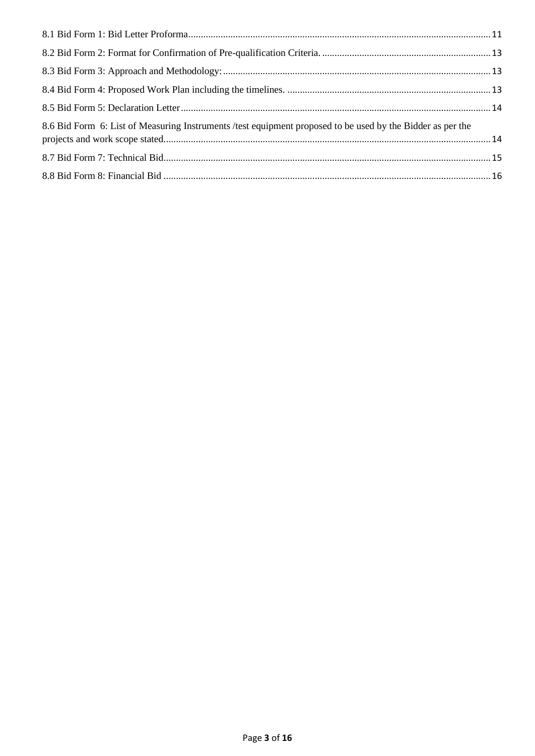8.1 Bid Form 1: Bid Letter Proforma........................................................................................................................ 11

8.2 Bid Form 2: Format for Confirmation of Pre-qualification Criteria. ................................................................... 13

8.3 Bid Form 3: Approach and Methodology:.......................................................................................................... 13

8.4 Bid Form 4: Proposed Work Plan including the timelines. ................................................................................. 13

8.5 Bid Form 5: Declaration Letter........................................................................................................................... 14

8.6 Bid Form 6: List of Measuring Instruments /test equipment proposed to be used by the Bidder as per the projects and work scope stated.................................................................................................................................. 14

8.7 Bid Form 7: Technical Bid.................................................................................................................................. 15

8.8 Bid Form 8: Financial Bid .................................................................................................................................. 16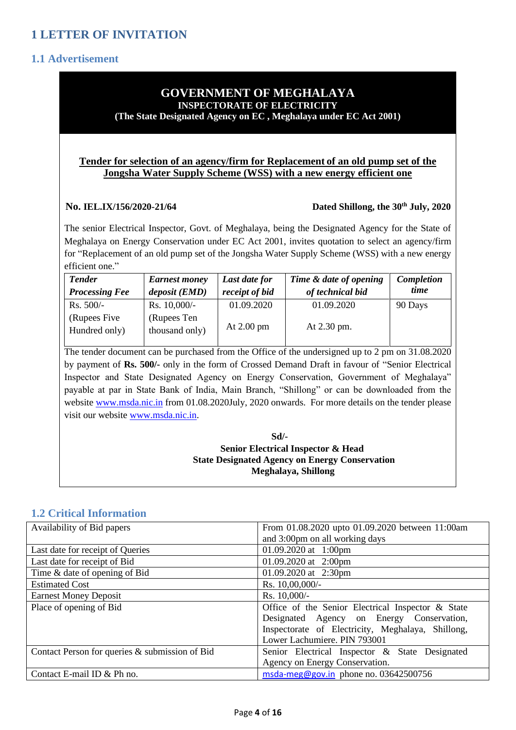# 1 LETTER OF INVITATION

## 1.1 Advertisement

**GOVERNMENT OF MEGHALAYA**
**INSPECTORATE OF ELECTRICITY**
**(The State Designated Agency on EC , Meghalaya under EC Act 2001)**

**Tender for selection of an agency/firm for Replacement of an old pump set of the Jongsha Water Supply Scheme (WSS) with a new energy efficient one**

**No. IEL.IX/156/2020-21/64** **Dated Shillong, the 30th July, 2020**

The senior Electrical Inspector, Govt. of Meghalaya, being the Designated Agency for the State of Meghalaya on Energy Conservation under EC Act 2001, invites quotation to select an agency/firm for "Replacement of an old pump set of the Jongsha Water Supply Scheme (WSS) with a new energy efficient one."

| *Tender Processing Fee* | *Earnest money deposit (EMD)* | *Last date for receipt of bid* | *Time & date of opening of technical bid* | *Completion time* |
|---|---|---|---|---|
| Rs. 500/- (Rupees Five Hundred only) | Rs. 10,000/- (Rupees Ten thousand only) | 01.09.2020 At 2.00 pm | 01.09.2020 At 2.30 pm. | 90 Days |

The tender document can be purchased from the Office of the undersigned up to 2 pm on 31.08.2020 by payment of **Rs. 500/-** only in the form of Crossed Demand Draft in favour of "Senior Electrical Inspector and State Designated Agency on Energy Conservation, Government of Meghalaya" payable at par in State Bank of India, Main Branch, "Shillong" or can be downloaded from the website www.msda.nic.in from 01.08.2020July, 2020 onwards. For more details on the tender please visit our website www.msda.nic.in.

**Sd/-**
**Senior Electrical Inspector & Head**
**State Designated Agency on Energy Conservation**
**Meghalaya, Shillong**

## 1.2 Critical Information

| | |
|---|---|
| Availability of Bid papers | From 01.08.2020 upto 01.09.2020 between 11:00am and 3:00pm on all working days |
| Last date for receipt of Queries | 01.09.2020 at 1:00pm |
| Last date for receipt of Bid | 01.09.2020 at 2:00pm |
| Time & date of opening of Bid | 01.09.2020 at 2:30pm |
| Estimated Cost | Rs. 10,00,000/- |
| Earnest Money Deposit | Rs. 10,000/- |
| Place of opening of Bid | Office of the Senior Electrical Inspector & State Designated Agency on Energy Conservation, Inspectorate of Electricity, Meghalaya, Shillong, Lower Lachumiere. PIN 793001 |
| Contact Person for queries & submission of Bid | Senior Electrical Inspector & State Designated Agency on Energy Conservation. |
| Contact E-mail ID & Ph no. | msda-meg@gov.in phone no. 03642500756 |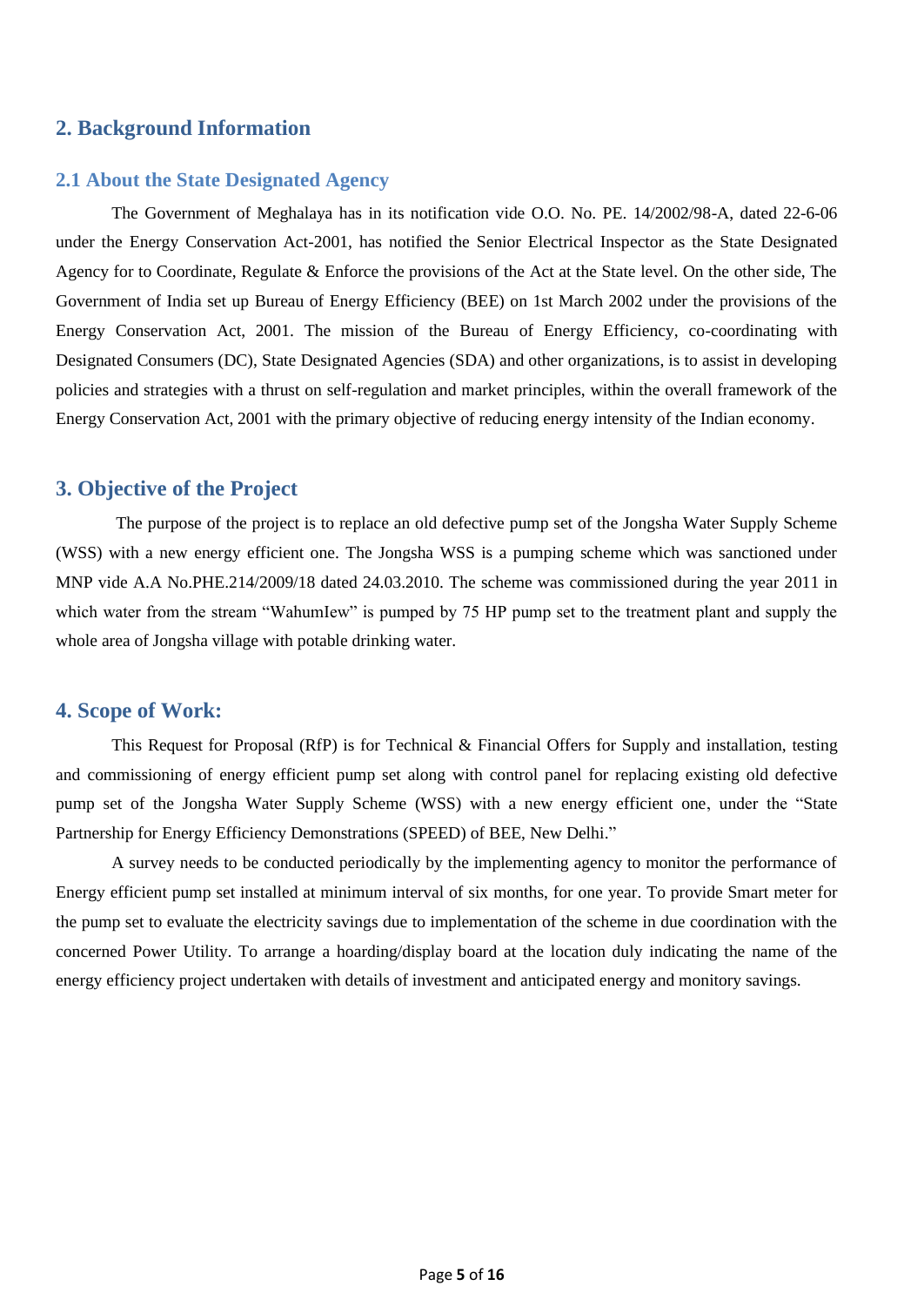## 2. Background Information

### 2.1 About the State Designated Agency

The Government of Meghalaya has in its notification vide O.O. No. PE. 14/2002/98-A, dated 22-6-06 under the Energy Conservation Act-2001, has notified the Senior Electrical Inspector as the State Designated Agency for to Coordinate, Regulate & Enforce the provisions of the Act at the State level. On the other side, The Government of India set up Bureau of Energy Efficiency (BEE) on 1st March 2002 under the provisions of the Energy Conservation Act, 2001. The mission of the Bureau of Energy Efficiency, co-coordinating with Designated Consumers (DC), State Designated Agencies (SDA) and other organizations, is to assist in developing policies and strategies with a thrust on self-regulation and market principles, within the overall framework of the Energy Conservation Act, 2001 with the primary objective of reducing energy intensity of the Indian economy.

## 3. Objective of the Project

The purpose of the project is to replace an old defective pump set of the Jongsha Water Supply Scheme (WSS) with a new energy efficient one. The Jongsha WSS is a pumping scheme which was sanctioned under MNP vide A.A No.PHE.214/2009/18 dated 24.03.2010. The scheme was commissioned during the year 2011 in which water from the stream "WahumIew" is pumped by 75 HP pump set to the treatment plant and supply the whole area of Jongsha village with potable drinking water.

## 4. Scope of Work:

This Request for Proposal (RfP) is for Technical & Financial Offers for Supply and installation, testing and commissioning of energy efficient pump set along with control panel for replacing existing old defective pump set of the Jongsha Water Supply Scheme (WSS) with a new energy efficient one, under the "State Partnership for Energy Efficiency Demonstrations (SPEED) of BEE, New Delhi."

A survey needs to be conducted periodically by the implementing agency to monitor the performance of Energy efficient pump set installed at minimum interval of six months, for one year. To provide Smart meter for the pump set to evaluate the electricity savings due to implementation of the scheme in due coordination with the concerned Power Utility. To arrange a hoarding/display board at the location duly indicating the name of the energy efficiency project undertaken with details of investment and anticipated energy and monitory savings.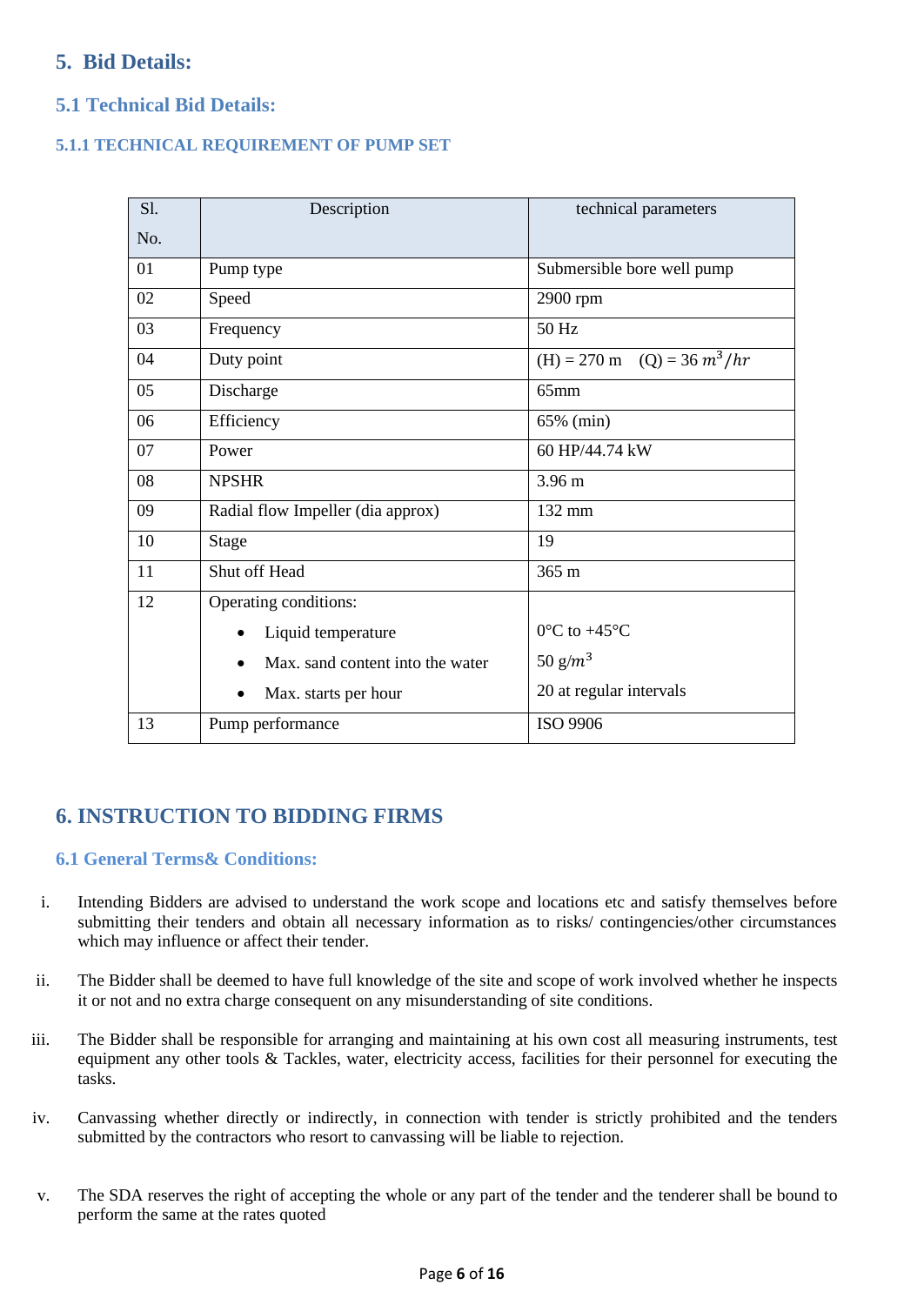## 5. Bid Details:

### 5.1 Technical Bid Details:

#### 5.1.1 TECHNICAL REQUIREMENT OF PUMP SET

| Sl. No. | Description | technical parameters |
|---|---|---|
| 01 | Pump type | Submersible bore well pump |
| 02 | Speed | 2900 rpm |
| 03 | Frequency | 50 Hz |
| 04 | Duty point | (H) = 270 m (Q) = 36 $m^3/hr$ |
| 05 | Discharge | 65mm |
| 06 | Efficiency | 65% (min) |
| 07 | Power | 60 HP/44.74 kW |
| 08 | NPSHR | 3.96 m |
| 09 | Radial flow Impeller (dia approx) | 132 mm |
| 10 | Stage | 19 |
| 11 | Shut off Head | 365 m |
| 12 | Operating conditions:<br>• Liquid temperature<br>• Max. sand content into the water<br>• Max. starts per hour | <br>0°C to +45°C<br>50 $g/m^3$<br>20 at regular intervals |
| 13 | Pump performance | ISO 9906 |

## 6. INSTRUCTION TO BIDDING FIRMS

### 6.1 General Terms& Conditions:

i. Intending Bidders are advised to understand the work scope and locations etc and satisfy themselves before submitting their tenders and obtain all necessary information as to risks/ contingencies/other circumstances which may influence or affect their tender.

ii. The Bidder shall be deemed to have full knowledge of the site and scope of work involved whether he inspects it or not and no extra charge consequent on any misunderstanding of site conditions.

iii. The Bidder shall be responsible for arranging and maintaining at his own cost all measuring instruments, test equipment any other tools & Tackles, water, electricity access, facilities for their personnel for executing the tasks.

iv. Canvassing whether directly or indirectly, in connection with tender is strictly prohibited and the tenders submitted by the contractors who resort to canvassing will be liable to rejection.

v. The SDA reserves the right of accepting the whole or any part of the tender and the tenderer shall be bound to perform the same at the rates quoted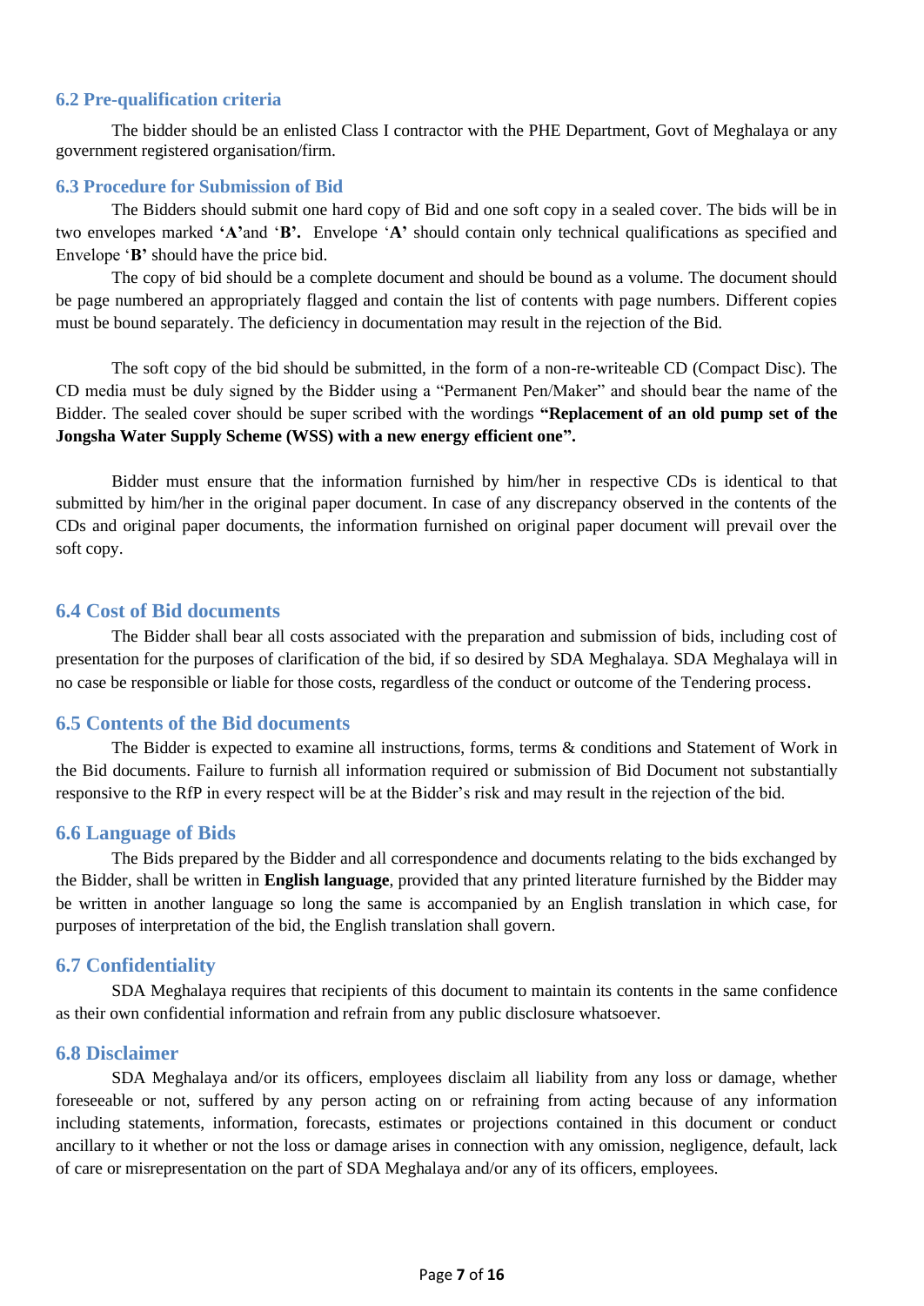### 6.2 Pre-qualification criteria

The bidder should be an enlisted Class I contractor with the PHE Department, Govt of Meghalaya or any government registered organisation/firm.

### 6.3 Procedure for Submission of Bid

The Bidders should submit one hard copy of Bid and one soft copy in a sealed cover. The bids will be in two envelopes marked **'A'**and '**B'.** Envelope '**A'** should contain only technical qualifications as specified and Envelope '**B'** should have the price bid.

The copy of bid should be a complete document and should be bound as a volume. The document should be page numbered an appropriately flagged and contain the list of contents with page numbers. Different copies must be bound separately. The deficiency in documentation may result in the rejection of the Bid.

The soft copy of the bid should be submitted, in the form of a non-re-writeable CD (Compact Disc). The CD media must be duly signed by the Bidder using a "Permanent Pen/Maker" and should bear the name of the Bidder. The sealed cover should be super scribed with the wordings **"Replacement of an old pump set of the Jongsha Water Supply Scheme (WSS) with a new energy efficient one".**

Bidder must ensure that the information furnished by him/her in respective CDs is identical to that submitted by him/her in the original paper document. In case of any discrepancy observed in the contents of the CDs and original paper documents, the information furnished on original paper document will prevail over the soft copy.

### 6.4 Cost of Bid documents

The Bidder shall bear all costs associated with the preparation and submission of bids, including cost of presentation for the purposes of clarification of the bid, if so desired by SDA Meghalaya. SDA Meghalaya will in no case be responsible or liable for those costs, regardless of the conduct or outcome of the Tendering process.

### 6.5 Contents of the Bid documents

The Bidder is expected to examine all instructions, forms, terms & conditions and Statement of Work in the Bid documents. Failure to furnish all information required or submission of Bid Document not substantially responsive to the RfP in every respect will be at the Bidder's risk and may result in the rejection of the bid.

### 6.6 Language of Bids

The Bids prepared by the Bidder and all correspondence and documents relating to the bids exchanged by the Bidder, shall be written in **English language**, provided that any printed literature furnished by the Bidder may be written in another language so long the same is accompanied by an English translation in which case, for purposes of interpretation of the bid, the English translation shall govern.

### 6.7 Confidentiality

SDA Meghalaya requires that recipients of this document to maintain its contents in the same confidence as their own confidential information and refrain from any public disclosure whatsoever.

### 6.8 Disclaimer

SDA Meghalaya and/or its officers, employees disclaim all liability from any loss or damage, whether foreseeable or not, suffered by any person acting on or refraining from acting because of any information including statements, information, forecasts, estimates or projections contained in this document or conduct ancillary to it whether or not the loss or damage arises in connection with any omission, negligence, default, lack of care or misrepresentation on the part of SDA Meghalaya and/or any of its officers, employees.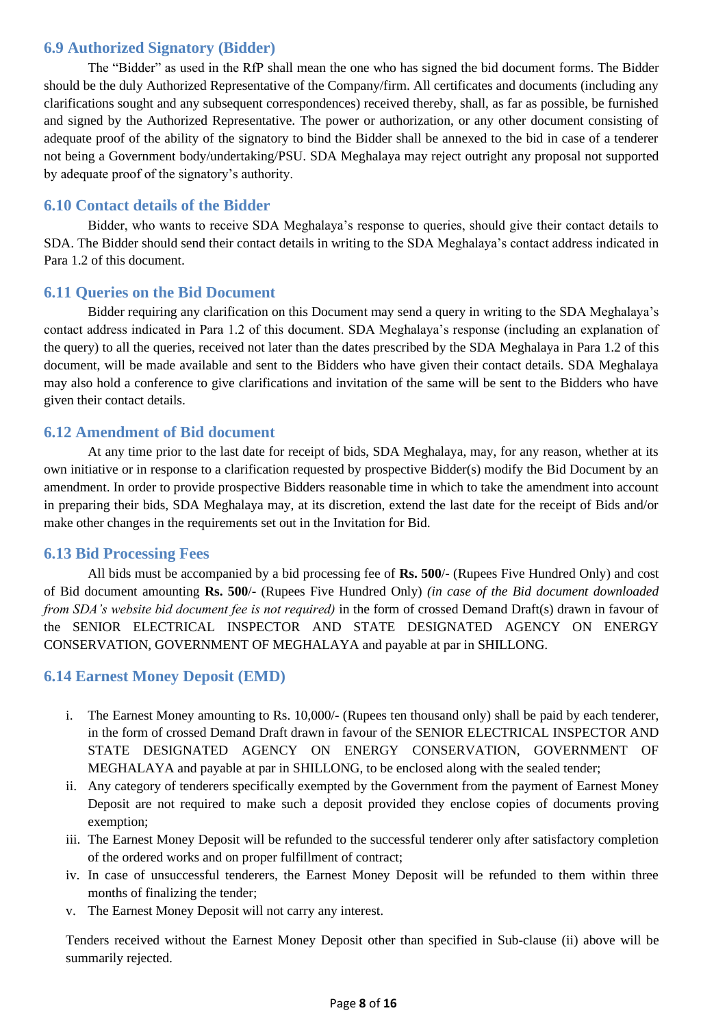### 6.9 Authorized Signatory (Bidder)

The "Bidder" as used in the RfP shall mean the one who has signed the bid document forms. The Bidder should be the duly Authorized Representative of the Company/firm. All certificates and documents (including any clarifications sought and any subsequent correspondences) received thereby, shall, as far as possible, be furnished and signed by the Authorized Representative. The power or authorization, or any other document consisting of adequate proof of the ability of the signatory to bind the Bidder shall be annexed to the bid in case of a tenderer not being a Government body/undertaking/PSU. SDA Meghalaya may reject outright any proposal not supported by adequate proof of the signatory's authority.

### 6.10 Contact details of the Bidder

Bidder, who wants to receive SDA Meghalaya's response to queries, should give their contact details to SDA. The Bidder should send their contact details in writing to the SDA Meghalaya's contact address indicated in Para 1.2 of this document.

### 6.11 Queries on the Bid Document

Bidder requiring any clarification on this Document may send a query in writing to the SDA Meghalaya's contact address indicated in Para 1.2 of this document. SDA Meghalaya's response (including an explanation of the query) to all the queries, received not later than the dates prescribed by the SDA Meghalaya in Para 1.2 of this document, will be made available and sent to the Bidders who have given their contact details. SDA Meghalaya may also hold a conference to give clarifications and invitation of the same will be sent to the Bidders who have given their contact details.

### 6.12 Amendment of Bid document

At any time prior to the last date for receipt of bids, SDA Meghalaya, may, for any reason, whether at its own initiative or in response to a clarification requested by prospective Bidder(s) modify the Bid Document by an amendment. In order to provide prospective Bidders reasonable time in which to take the amendment into account in preparing their bids, SDA Meghalaya may, at its discretion, extend the last date for the receipt of Bids and/or make other changes in the requirements set out in the Invitation for Bid.

### 6.13 Bid Processing Fees

All bids must be accompanied by a bid processing fee of **Rs. 500**/- (Rupees Five Hundred Only) and cost of Bid document amounting **Rs. 500**/- (Rupees Five Hundred Only) *(in case of the Bid document downloaded from SDA's website bid document fee is not required)* in the form of crossed Demand Draft(s) drawn in favour of the SENIOR ELECTRICAL INSPECTOR AND STATE DESIGNATED AGENCY ON ENERGY CONSERVATION, GOVERNMENT OF MEGHALAYA and payable at par in SHILLONG.

### 6.14 Earnest Money Deposit (EMD)

i. The Earnest Money amounting to Rs. 10,000/- (Rupees ten thousand only) shall be paid by each tenderer, in the form of crossed Demand Draft drawn in favour of the SENIOR ELECTRICAL INSPECTOR AND STATE DESIGNATED AGENCY ON ENERGY CONSERVATION, GOVERNMENT OF MEGHALAYA and payable at par in SHILLONG, to be enclosed along with the sealed tender;

ii. Any category of tenderers specifically exempted by the Government from the payment of Earnest Money Deposit are not required to make such a deposit provided they enclose copies of documents proving exemption;

iii. The Earnest Money Deposit will be refunded to the successful tenderer only after satisfactory completion of the ordered works and on proper fulfillment of contract;

iv. In case of unsuccessful tenderers, the Earnest Money Deposit will be refunded to them within three months of finalizing the tender;

v. The Earnest Money Deposit will not carry any interest.

Tenders received without the Earnest Money Deposit other than specified in Sub-clause (ii) above will be summarily rejected.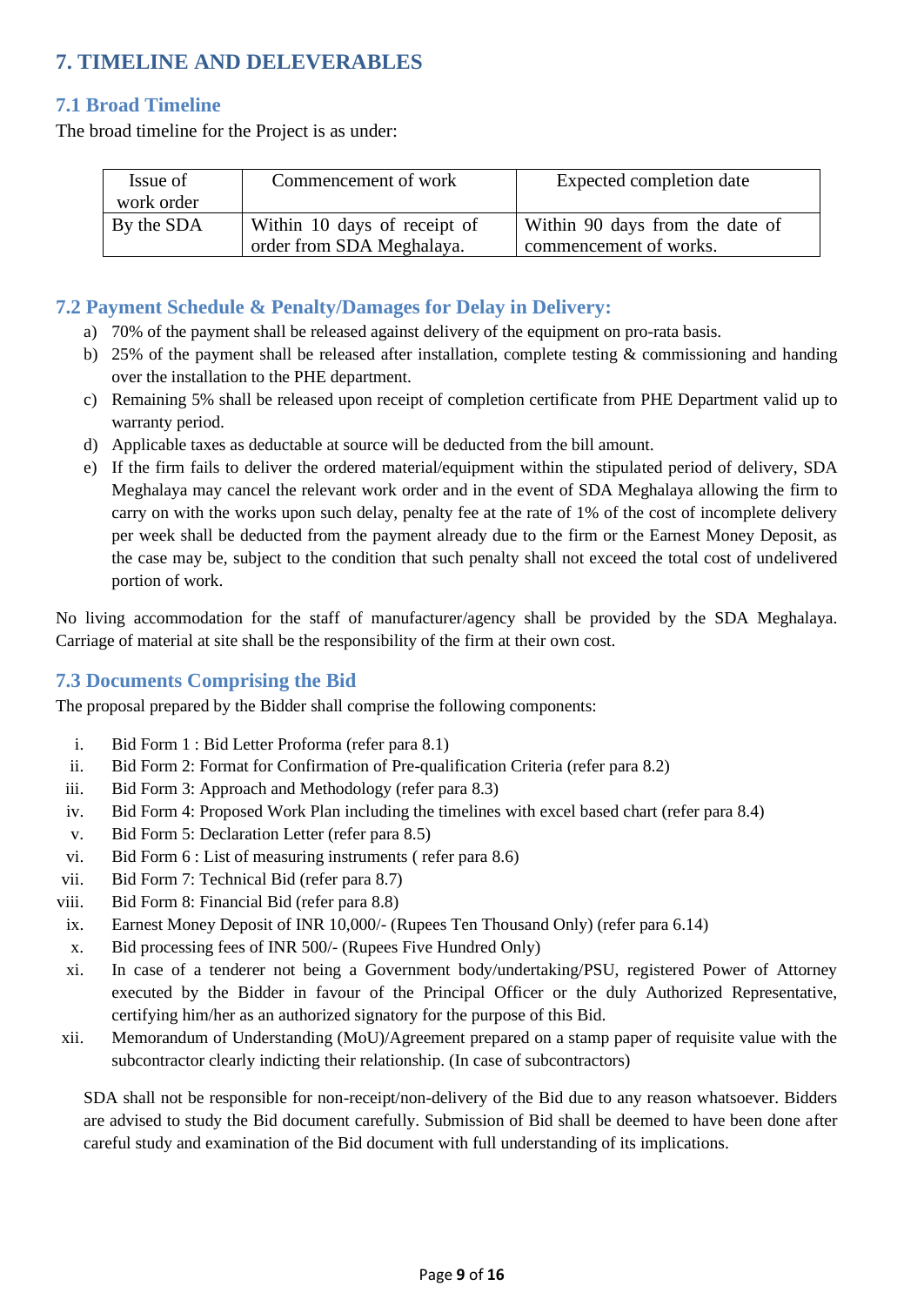## 7. TIMELINE AND DELEVERABLES

### 7.1 Broad Timeline

The broad timeline for the Project is as under:

| Issue of work order | Commencement of work | Expected completion date |
|---|---|---|
| By the SDA | Within 10 days of receipt of order from SDA Meghalaya. | Within 90 days from the date of commencement of works. |

### 7.2 Payment Schedule & Penalty/Damages for Delay in Delivery:

a) 70% of the payment shall be released against delivery of the equipment on pro-rata basis.
b) 25% of the payment shall be released after installation, complete testing & commissioning and handing over the installation to the PHE department.
c) Remaining 5% shall be released upon receipt of completion certificate from PHE Department valid up to warranty period.
d) Applicable taxes as deductable at source will be deducted from the bill amount.
e) If the firm fails to deliver the ordered material/equipment within the stipulated period of delivery, SDA Meghalaya may cancel the relevant work order and in the event of SDA Meghalaya allowing the firm to carry on with the works upon such delay, penalty fee at the rate of 1% of the cost of incomplete delivery per week shall be deducted from the payment already due to the firm or the Earnest Money Deposit, as the case may be, subject to the condition that such penalty shall not exceed the total cost of undelivered portion of work.

No living accommodation for the staff of manufacturer/agency shall be provided by the SDA Meghalaya. Carriage of material at site shall be the responsibility of the firm at their own cost.

### 7.3 Documents Comprising the Bid

The proposal prepared by the Bidder shall comprise the following components:

i. Bid Form 1 : Bid Letter Proforma (refer para 8.1)
ii. Bid Form 2: Format for Confirmation of Pre-qualification Criteria (refer para 8.2)
iii. Bid Form 3: Approach and Methodology (refer para 8.3)
iv. Bid Form 4: Proposed Work Plan including the timelines with excel based chart (refer para 8.4)
v. Bid Form 5: Declaration Letter (refer para 8.5)
vi. Bid Form 6 : List of measuring instruments ( refer para 8.6)
vii. Bid Form 7: Technical Bid (refer para 8.7)
viii. Bid Form 8: Financial Bid (refer para 8.8)
ix. Earnest Money Deposit of INR 10,000/- (Rupees Ten Thousand Only) (refer para 6.14)
x. Bid processing fees of INR 500/- (Rupees Five Hundred Only)
xi. In case of a tenderer not being a Government body/undertaking/PSU, registered Power of Attorney executed by the Bidder in favour of the Principal Officer or the duly Authorized Representative, certifying him/her as an authorized signatory for the purpose of this Bid.
xii. Memorandum of Understanding (MoU)/Agreement prepared on a stamp paper of requisite value with the subcontractor clearly indicting their relationship. (In case of subcontractors)

SDA shall not be responsible for non-receipt/non-delivery of the Bid due to any reason whatsoever. Bidders are advised to study the Bid document carefully. Submission of Bid shall be deemed to have been done after careful study and examination of the Bid document with full understanding of its implications.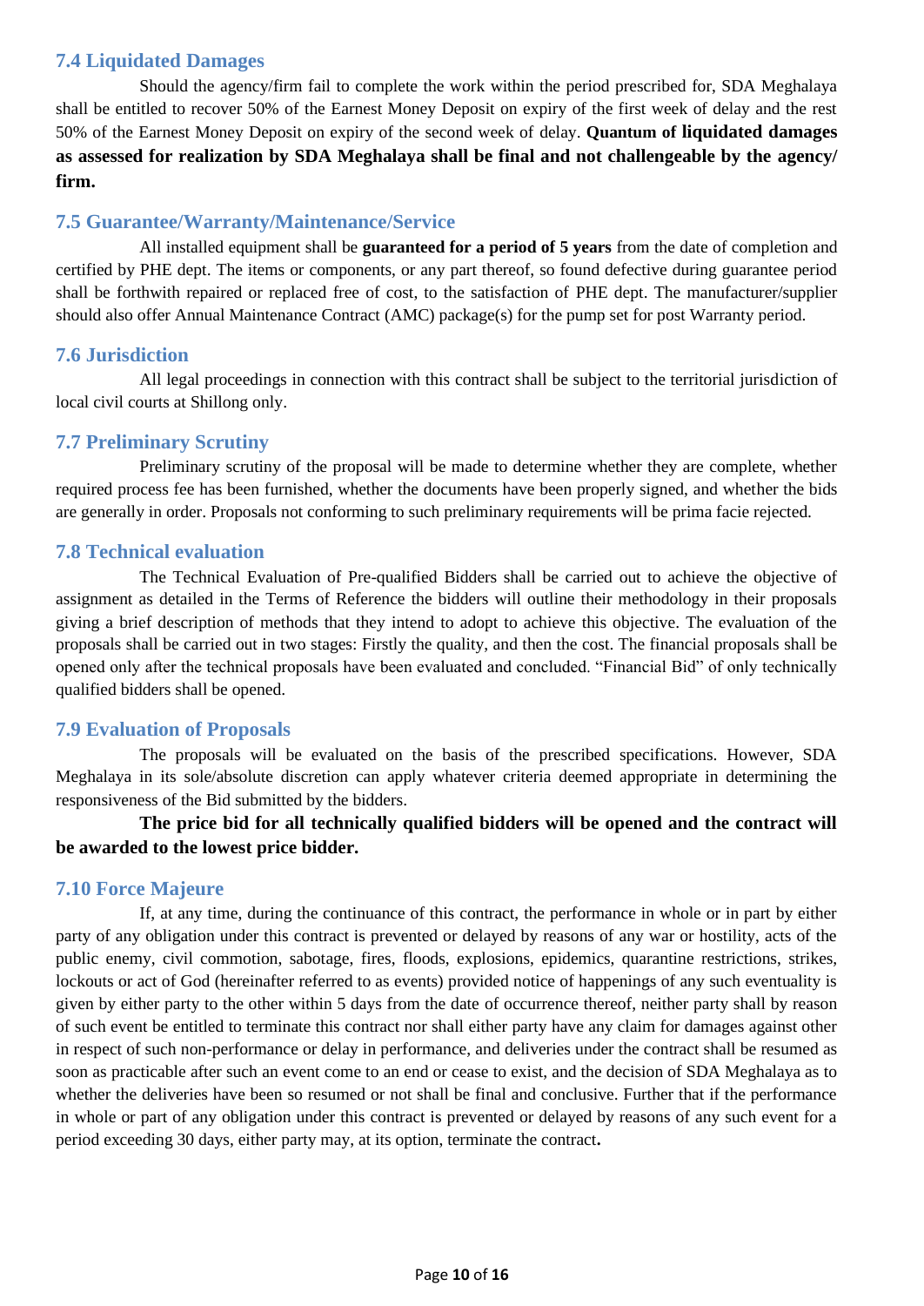### 7.4 Liquidated Damages

Should the agency/firm fail to complete the work within the period prescribed for, SDA Meghalaya shall be entitled to recover 50% of the Earnest Money Deposit on expiry of the first week of delay and the rest 50% of the Earnest Money Deposit on expiry of the second week of delay. **Quantum of liquidated damages as assessed for realization by SDA Meghalaya shall be final and not challengeable by the agency/ firm.**

### 7.5 Guarantee/Warranty/Maintenance/Service

All installed equipment shall be **guaranteed for a period of 5 years** from the date of completion and certified by PHE dept. The items or components, or any part thereof, so found defective during guarantee period shall be forthwith repaired or replaced free of cost, to the satisfaction of PHE dept. The manufacturer/supplier should also offer Annual Maintenance Contract (AMC) package(s) for the pump set for post Warranty period.

### 7.6 Jurisdiction

All legal proceedings in connection with this contract shall be subject to the territorial jurisdiction of local civil courts at Shillong only.

### 7.7 Preliminary Scrutiny

Preliminary scrutiny of the proposal will be made to determine whether they are complete, whether required process fee has been furnished, whether the documents have been properly signed, and whether the bids are generally in order. Proposals not conforming to such preliminary requirements will be prima facie rejected.

### 7.8 Technical evaluation

The Technical Evaluation of Pre-qualified Bidders shall be carried out to achieve the objective of assignment as detailed in the Terms of Reference the bidders will outline their methodology in their proposals giving a brief description of methods that they intend to adopt to achieve this objective. The evaluation of the proposals shall be carried out in two stages: Firstly the quality, and then the cost. The financial proposals shall be opened only after the technical proposals have been evaluated and concluded. "Financial Bid" of only technically qualified bidders shall be opened.

### 7.9 Evaluation of Proposals

The proposals will be evaluated on the basis of the prescribed specifications. However, SDA Meghalaya in its sole/absolute discretion can apply whatever criteria deemed appropriate in determining the responsiveness of the Bid submitted by the bidders.

**The price bid for all technically qualified bidders will be opened and the contract will be awarded to the lowest price bidder.**

### 7.10 Force Majeure

If, at any time, during the continuance of this contract, the performance in whole or in part by either party of any obligation under this contract is prevented or delayed by reasons of any war or hostility, acts of the public enemy, civil commotion, sabotage, fires, floods, explosions, epidemics, quarantine restrictions, strikes, lockouts or act of God (hereinafter referred to as events) provided notice of happenings of any such eventuality is given by either party to the other within 5 days from the date of occurrence thereof, neither party shall by reason of such event be entitled to terminate this contract nor shall either party have any claim for damages against other in respect of such non-performance or delay in performance, and deliveries under the contract shall be resumed as soon as practicable after such an event come to an end or cease to exist, and the decision of SDA Meghalaya as to whether the deliveries have been so resumed or not shall be final and conclusive. Further that if the performance in whole or part of any obligation under this contract is prevented or delayed by reasons of any such event for a period exceeding 30 days, either party may, at its option, terminate the contract**.**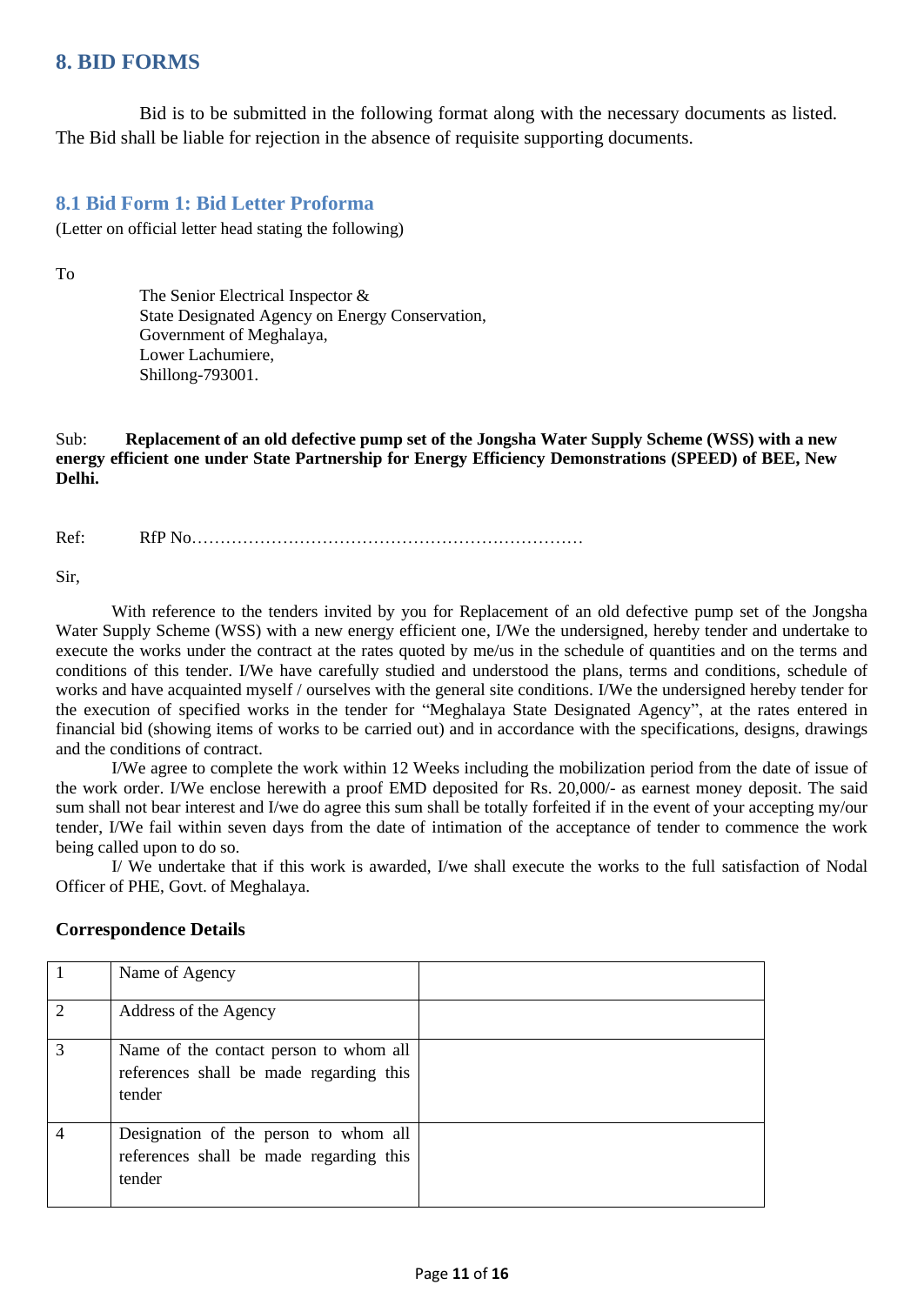## 8. BID FORMS

Bid is to be submitted in the following format along with the necessary documents as listed. The Bid shall be liable for rejection in the absence of requisite supporting documents.

### 8.1 Bid Form 1: Bid Letter Proforma

(Letter on official letter head stating the following)

To

The Senior Electrical Inspector &
State Designated Agency on Energy Conservation,
Government of Meghalaya,
Lower Lachumiere,
Shillong-793001.

Sub: **Replacement of an old defective pump set of the Jongsha Water Supply Scheme (WSS) with a new energy efficient one under State Partnership for Energy Efficiency Demonstrations (SPEED) of BEE, New Delhi.**

Ref: RfP No……………………………………………………………

Sir,

With reference to the tenders invited by you for Replacement of an old defective pump set of the Jongsha Water Supply Scheme (WSS) with a new energy efficient one, I/We the undersigned, hereby tender and undertake to execute the works under the contract at the rates quoted by me/us in the schedule of quantities and on the terms and conditions of this tender. I/We have carefully studied and understood the plans, terms and conditions, schedule of works and have acquainted myself / ourselves with the general site conditions. I/We the undersigned hereby tender for the execution of specified works in the tender for "Meghalaya State Designated Agency", at the rates entered in financial bid (showing items of works to be carried out) and in accordance with the specifications, designs, drawings and the conditions of contract.

I/We agree to complete the work within 12 Weeks including the mobilization period from the date of issue of the work order. I/We enclose herewith a proof EMD deposited for Rs. 20,000/- as earnest money deposit. The said sum shall not bear interest and I/we do agree this sum shall be totally forfeited if in the event of your accepting my/our tender, I/We fail within seven days from the date of intimation of the acceptance of tender to commence the work being called upon to do so.

I/ We undertake that if this work is awarded, I/we shall execute the works to the full satisfaction of Nodal Officer of PHE, Govt. of Meghalaya.

**Correspondence Details**

| | | |
|---|---|---|
| 1 | Name of Agency | |
| 2 | Address of the Agency | |
| 3 | Name of the contact person to whom all references shall be made regarding this tender | |
| 4 | Designation of the person to whom all references shall be made regarding this tender | |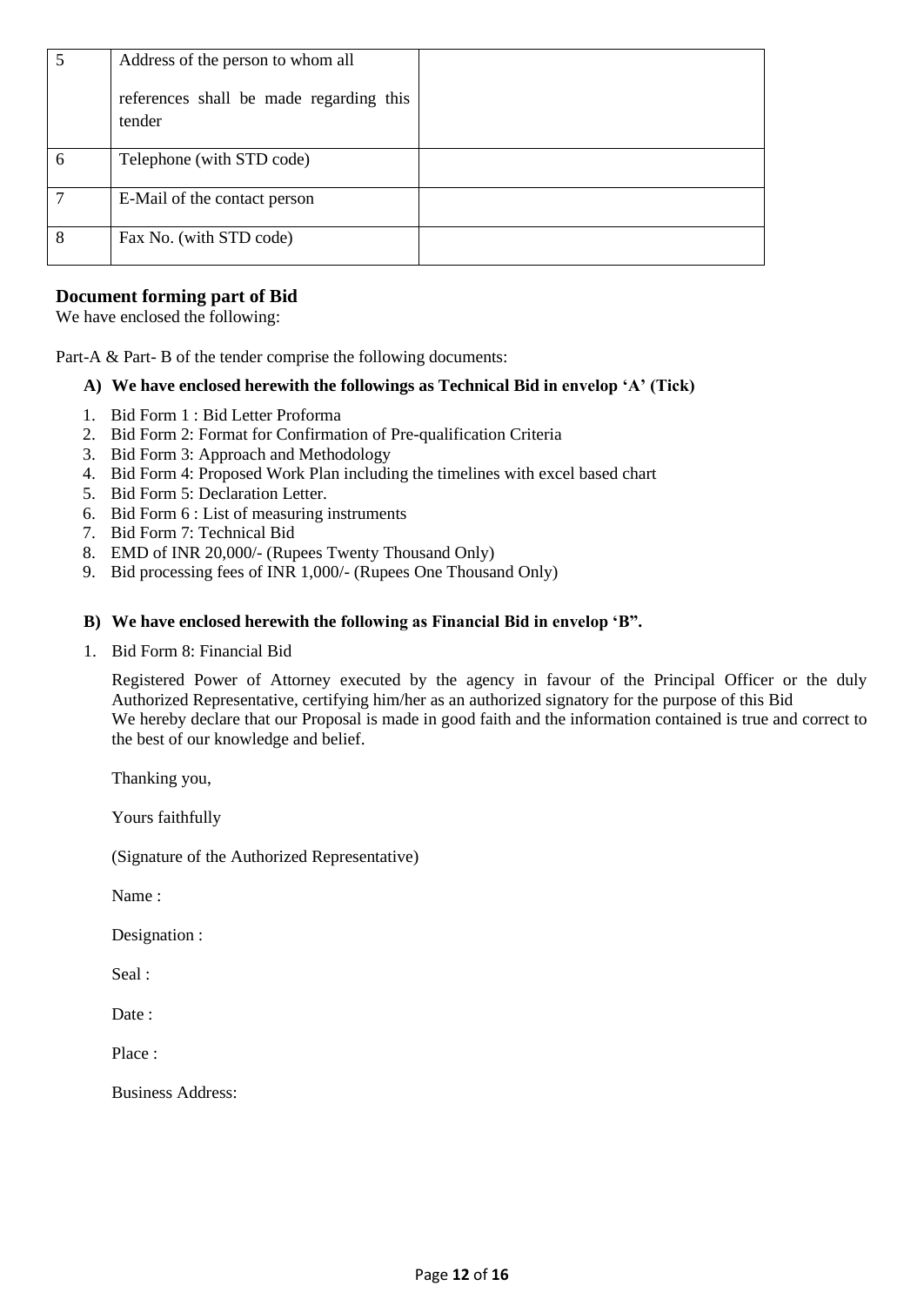| 5 | Address of the person to whom all<br><br>references shall be made regarding this tender | |
|---|---|---|
| 6 | Telephone (with STD code) | |
| 7 | E-Mail of the contact person | |
| 8 | Fax No. (with STD code) | |

### Document forming part of Bid

We have enclosed the following:

Part-A & Part- B of the tender comprise the following documents:

**A) We have enclosed herewith the followings as Technical Bid in envelop 'A' (Tick)**

1. Bid Form 1 : Bid Letter Proforma
2. Bid Form 2: Format for Confirmation of Pre-qualification Criteria
3. Bid Form 3: Approach and Methodology
4. Bid Form 4: Proposed Work Plan including the timelines with excel based chart
5. Bid Form 5: Declaration Letter.
6. Bid Form 6 : List of measuring instruments
7. Bid Form 7: Technical Bid
8. EMD of INR 20,000/- (Rupees Twenty Thousand Only)
9. Bid processing fees of INR 1,000/- (Rupees One Thousand Only)

**B) We have enclosed herewith the following as Financial Bid in envelop 'B".**

1. Bid Form 8: Financial Bid

Registered Power of Attorney executed by the agency in favour of the Principal Officer or the duly Authorized Representative, certifying him/her as an authorized signatory for the purpose of this Bid
We hereby declare that our Proposal is made in good faith and the information contained is true and correct to the best of our knowledge and belief.

Thanking you,

Yours faithfully

(Signature of the Authorized Representative)

Name :

Designation :

Seal :

Date :

Place :

Business Address: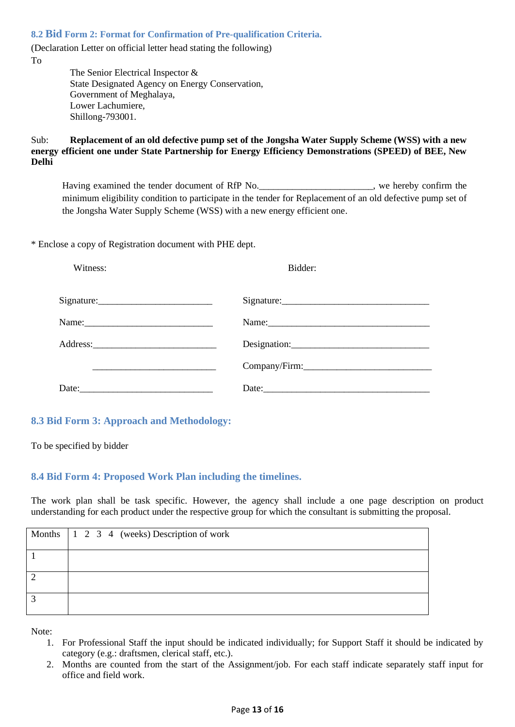### 8.2 Bid Form 2: Format for Confirmation of Pre-qualification Criteria.

(Declaration Letter on official letter head stating the following)

To

The Senior Electrical Inspector &
State Designated Agency on Energy Conservation,
Government of Meghalaya,
Lower Lachumiere,
Shillong-793001.

Sub: **Replacement of an old defective pump set of the Jongsha Water Supply Scheme (WSS) with a new energy efficient one under State Partnership for Energy Efficiency Demonstrations (SPEED) of BEE, New Delhi**

Having examined the tender document of RfP No.______________________, we hereby confirm the minimum eligibility condition to participate in the tender for Replacement of an old defective pump set of the Jongsha Water Supply Scheme (WSS) with a new energy efficient one.

* Enclose a copy of Registration document with PHE dept.

| Witness: | Bidder: |
|---|---|
| Signature:______________________ | Signature:____________________________ |
| Name:________________________ | Name:______________________________ |
| Address:______________________ | Designation:__________________________ |
| ______________________ | Company/Firm:_________________________ |
| Date:_________________________ | Date:_______________________________ |

### 8.3 Bid Form 3: Approach and Methodology:

To be specified by bidder

### 8.4 Bid Form 4: Proposed Work Plan including the timelines.

The work plan shall be task specific. However, the agency shall include a one page description on product understanding for each product under the respective group for which the consultant is submitting the proposal.

| Months | 1 2 3 4 (weeks) Description of work |
|---|---|
| 1 | |
| 2 | |
| 3 | |

Note:

1. For Professional Staff the input should be indicated individually; for Support Staff it should be indicated by category (e.g.: draftsmen, clerical staff, etc.).
2. Months are counted from the start of the Assignment/job. For each staff indicate separately staff input for office and field work.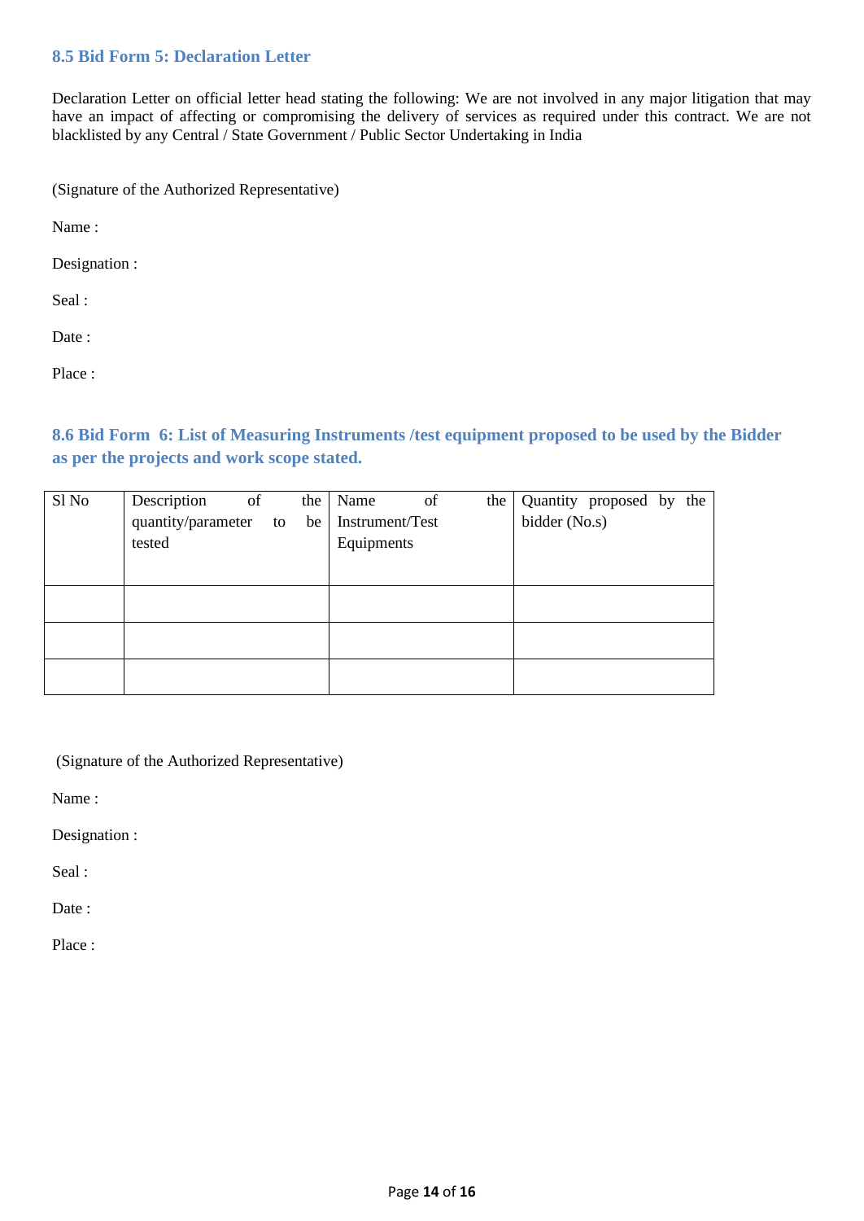### 8.5 Bid Form 5: Declaration Letter

Declaration Letter on official letter head stating the following: We are not involved in any major litigation that may have an impact of affecting or compromising the delivery of services as required under this contract. We are not blacklisted by any Central / State Government / Public Sector Undertaking in India

(Signature of the Authorized Representative)

Name :

Designation :

Seal :

Date :

Place :

### 8.6 Bid Form 6: List of Measuring Instruments /test equipment proposed to be used by the Bidder as per the projects and work scope stated.

| Sl No | Description of the quantity/parameter to be tested | Name of the Instrument/Test Equipments | Quantity proposed by the bidder (No.s) |
|---|---|---|---|
| | | | |
| | | | |
| | | | |

(Signature of the Authorized Representative)

Name :

Designation :

Seal :

Date :

Place :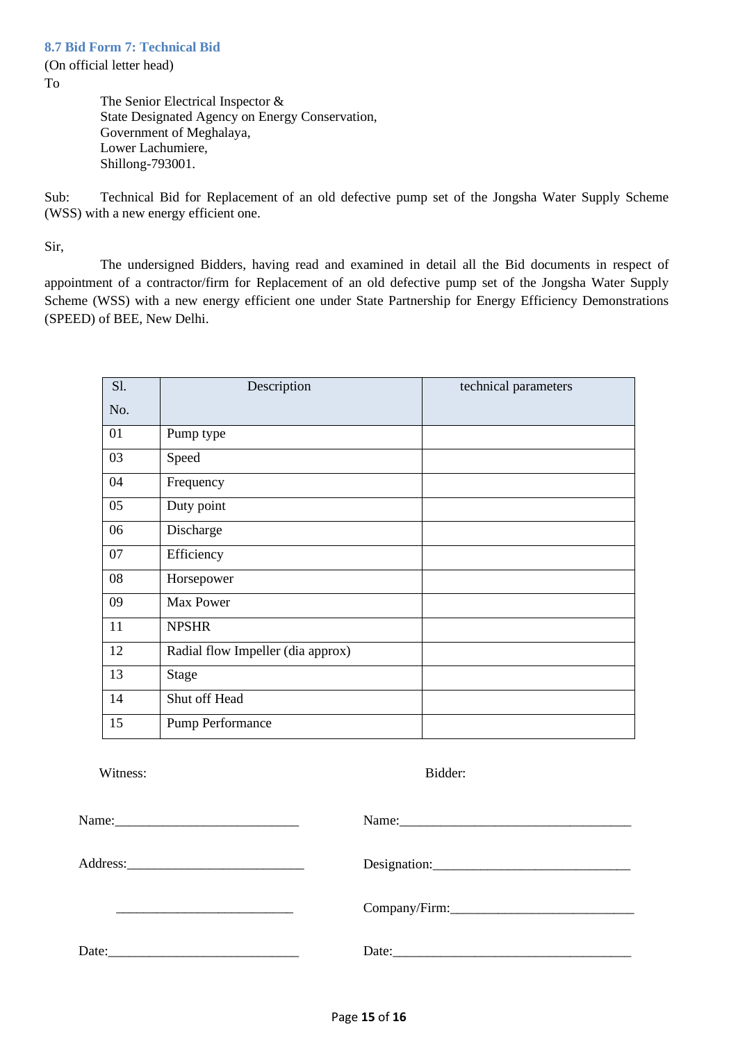### 8.7 Bid Form 7: Technical Bid

(On official letter head)

To

The Senior Electrical Inspector &  
State Designated Agency on Energy Conservation,  
Government of Meghalaya,  
Lower Lachumiere,  
Shillong-793001.

Sub: Technical Bid for Replacement of an old defective pump set of the Jongsha Water Supply Scheme (WSS) with a new energy efficient one.

Sir,

The undersigned Bidders, having read and examined in detail all the Bid documents in respect of appointment of a contractor/firm for Replacement of an old defective pump set of the Jongsha Water Supply Scheme (WSS) with a new energy efficient one under State Partnership for Energy Efficiency Demonstrations (SPEED) of BEE, New Delhi.

| Sl. No. | Description | technical parameters |
|---|---|---|
| 01 | Pump type | |
| 03 | Speed | |
| 04 | Frequency | |
| 05 | Duty point | |
| 06 | Discharge | |
| 07 | Efficiency | |
| 08 | Horsepower | |
| 09 | Max Power | |
| 11 | NPSHR | |
| 12 | Radial flow Impeller (dia approx) | |
| 13 | Stage | |
| 14 | Shut off Head | |
| 15 | Pump Performance | |

Witness:

Name:___________________________

Address:__________________________

__________________________

Date:____________________________

Bidder:

Name:___________________________________

Designation:_____________________________

Company/Firm:___________________________

Date:____________________________________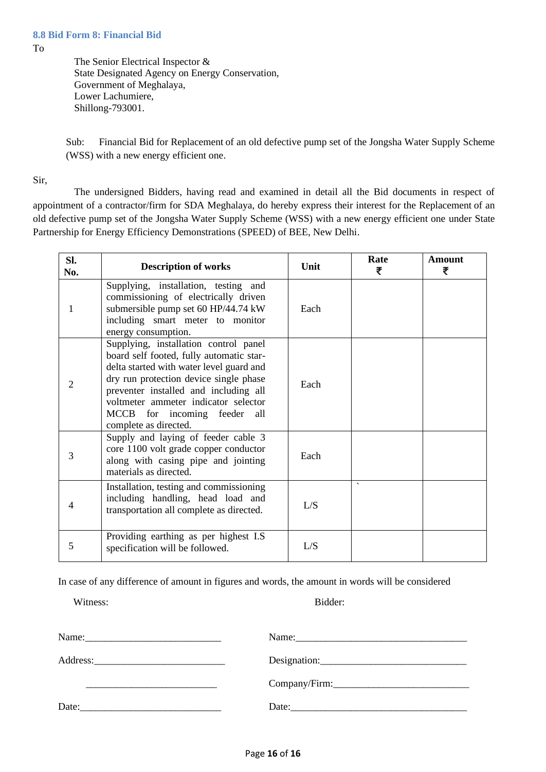### 8.8 Bid Form 8: Financial Bid

To

The Senior Electrical Inspector &
State Designated Agency on Energy Conservation,
Government of Meghalaya,
Lower Lachumiere,
Shillong-793001.

Sub: Financial Bid for Replacement of an old defective pump set of the Jongsha Water Supply Scheme (WSS) with a new energy efficient one.

Sir,

The undersigned Bidders, having read and examined in detail all the Bid documents in respect of appointment of a contractor/firm for SDA Meghalaya, do hereby express their interest for the Replacement of an old defective pump set of the Jongsha Water Supply Scheme (WSS) with a new energy efficient one under State Partnership for Energy Efficiency Demonstrations (SPEED) of BEE, New Delhi.

| Sl. No. | Description of works | Unit | Rate ₹ | Amount ₹ |
|---|---|---|---|---|
| 1 | Supplying, installation, testing and commissioning of electrically driven submersible pump set 60 HP/44.74 kW including smart meter to monitor energy consumption. | Each | | |
| 2 | Supplying, installation control panel board self footed, fully automatic star-delta started with water level guard and dry run protection device single phase preventer installed and including all voltmeter ammeter indicator selector MCCB for incoming feeder all complete as directed. | Each | | |
| 3 | Supply and laying of feeder cable 3 core 1100 volt grade copper conductor along with casing pipe and jointing materials as directed. | Each | | |
| 4 | Installation, testing and commissioning including handling, head load and transportation all complete as directed. | L/S | ` | |
| 5 | Providing earthing as per highest I.S specification will be followed. | L/S | | |

In case of any difference of amount in figures and words, the amount in words will be considered

Witness:

Name:___________________________

Address:_________________________

_________________________

Date:____________________________

Bidder:

Name:___________________________

Designation:______________________

Company/Firm:____________________

Date:____________________________